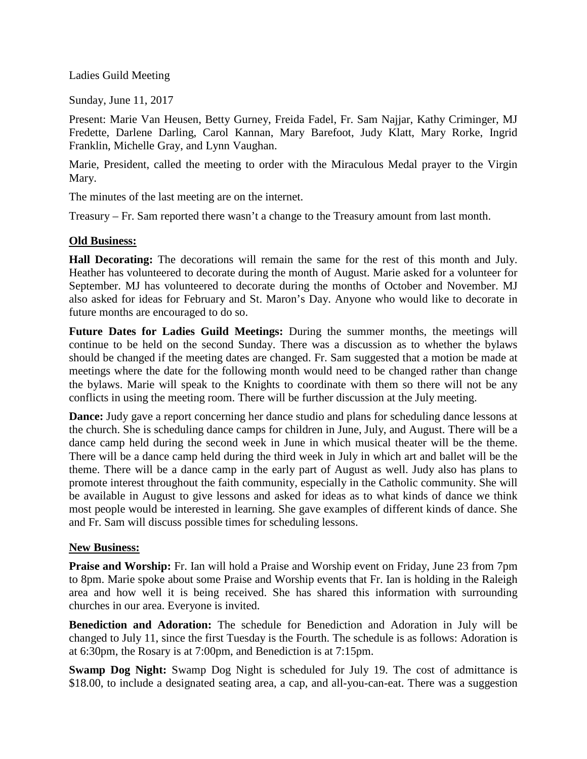Ladies Guild Meeting

Sunday, June 11, 2017

Present: Marie Van Heusen, Betty Gurney, Freida Fadel, Fr. Sam Najjar, Kathy Criminger, MJ Fredette, Darlene Darling, Carol Kannan, Mary Barefoot, Judy Klatt, Mary Rorke, Ingrid Franklin, Michelle Gray, and Lynn Vaughan.

Marie, President, called the meeting to order with the Miraculous Medal prayer to the Virgin Mary.

The minutes of the last meeting are on the internet.

Treasury – Fr. Sam reported there wasn't a change to the Treasury amount from last month.

## Old Business:

**Hall Decorating:** The decorations will remain the same for the rest of this month and July. Heather has volunteered to decorate during the month of August. Marie asked for a volunteer for September. MJ has volunteered to decorate during the months of October and November. MJ also asked for ideas for February and St. Maron's Day. Anyone who would like to decorate in future months are encouraged to do so.

**Future Dates for Ladies Guild Meetings:** During the summer months, the meetings will continue to be held on the second Sunday. There was a discussion as to whether the bylaws should be changed if the meeting dates are changed. Fr. Sam suggested that a motion be made at meetings where the date for the following month would need to be changed rather than change the bylaws. Marie will speak to the Knights to coordinate with them so there will not be any conflicts in using the meeting room. There will be further discussion at the July meeting.

**Dance:** Judy gave a report concerning her dance studio and plans for scheduling dance lessons at the church. She is scheduling dance camps for children in June, July, and August. There will be a dance camp held during the second week in June in which musical theater will be the theme. There will be a dance camp held during the third week in July in which art and ballet will be the theme. There will be a dance camp in the early part of August as well. Judy also has plans to promote interest throughout the faith community, especially in the Catholic community. She will be available in August to give lessons and asked for ideas as to what kinds of dance we think most people would be interested in learning. She gave examples of different kinds of dance. She and Fr. Sam will discuss possible times for scheduling lessons.

## New Business:

**Praise and Worship:** Fr. Ian will hold a Praise and Worship event on Friday, June 23 from 7pm to 8pm. Marie spoke about some Praise and Worship events that Fr. Ian is holding in the Raleigh area and how well it is being received. She has shared this information with surrounding churches in our area. Everyone is invited.

**Benediction and Adoration:** The schedule for Benediction and Adoration in July will be changed to July 11, since the first Tuesday is the Fourth. The schedule is as follows: Adoration is at 6:30pm, the Rosary is at 7:00pm, and Benediction is at 7:15pm.

**Swamp Dog Night:** Swamp Dog Night is scheduled for July 19. The cost of admittance is $18.00, to include a designated seating area, a cap, and all-you-can-eat. There was a suggestion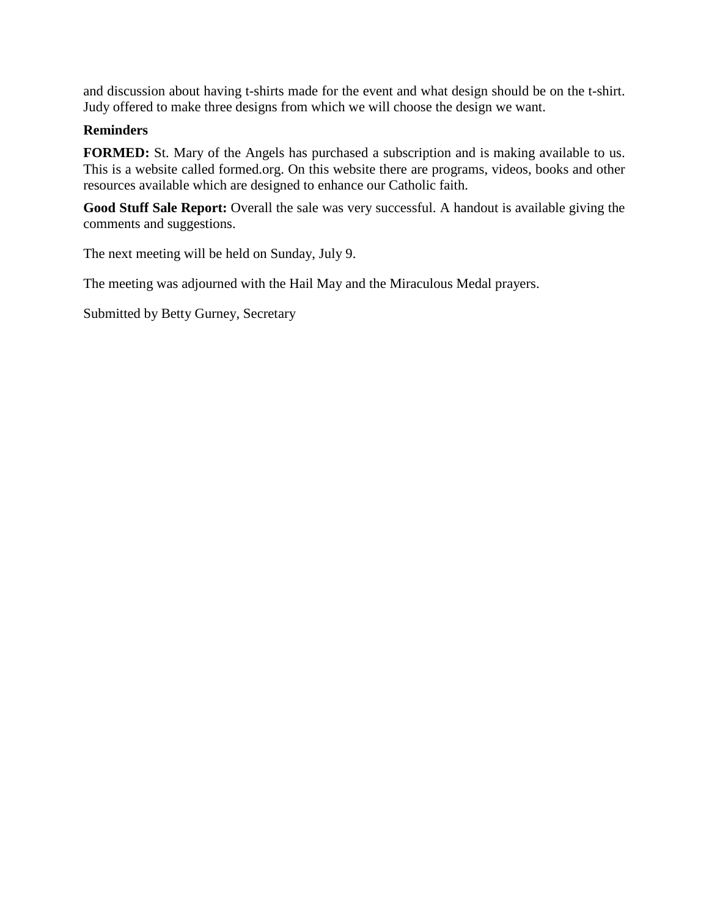and discussion about having t-shirts made for the event and what design should be on the t-shirt. Judy offered to make three designs from which we will choose the design we want.

**Reminders**

**FORMED:** St. Mary of the Angels has purchased a subscription and is making available to us. This is a website called formed.org. On this website there are programs, videos, books and other resources available which are designed to enhance our Catholic faith.

**Good Stuff Sale Report:** Overall the sale was very successful. A handout is available giving the comments and suggestions.

The next meeting will be held on Sunday, July 9.

The meeting was adjourned with the Hail May and the Miraculous Medal prayers.

Submitted by Betty Gurney, Secretary